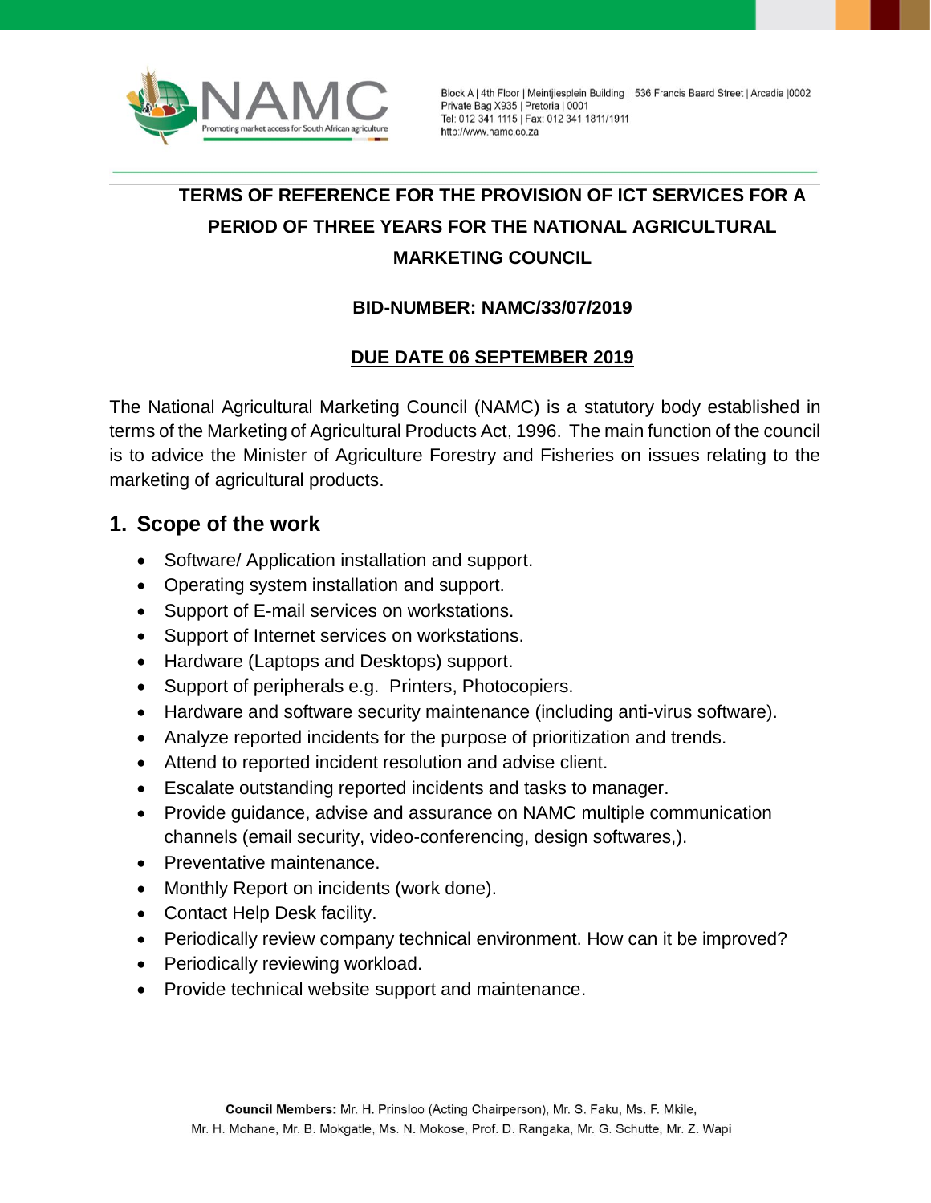NAMC

Promoting market access for South African agriculture

Block A | 4th Floor | Meintjiesplein Building | 536 Francis Baard Street | Arcadia |0002
Private Bag X935 | Pretoria | 0001
Tel: 012 341 1115 | Fax: 012 341 1811/1911
http://www.namc.co.za

# TERMS OF REFERENCE FOR THE PROVISION OF ICT SERVICES FOR A PERIOD OF THREE YEARS FOR THE NATIONAL AGRICULTURAL MARKETING COUNCIL

**BID-NUMBER: NAMC/33/07/2019**

**DUE DATE 06 SEPTEMBER 2019**

The National Agricultural Marketing Council (NAMC) is a statutory body established in terms of the Marketing of Agricultural Products Act, 1996. The main function of the council is to advice the Minister of Agriculture Forestry and Fisheries on issues relating to the marketing of agricultural products.

## 1. Scope of the work

- Software/ Application installation and support.
- Operating system installation and support.
- Support of E-mail services on workstations.
- Support of Internet services on workstations.
- Hardware (Laptops and Desktops) support.
- Support of peripherals e.g. Printers, Photocopiers.
- Hardware and software security maintenance (including anti-virus software).
- Analyze reported incidents for the purpose of prioritization and trends.
- Attend to reported incident resolution and advise client.
- Escalate outstanding reported incidents and tasks to manager.
- Provide guidance, advise and assurance on NAMC multiple communication channels (email security, video-conferencing, design softwares,).
- Preventative maintenance.
- Monthly Report on incidents (work done).
- Contact Help Desk facility.
- Periodically review company technical environment. How can it be improved?
- Periodically reviewing workload.
- Provide technical website support and maintenance.

**Council Members:** Mr. H. Prinsloo (Acting Chairperson), Mr. S. Faku, Ms. F. Mkile, Mr. H. Mohane, Mr. B. Mokgatle, Ms. N. Mokose, Prof. D. Rangaka, Mr. G. Schutte, Mr. Z. Wapi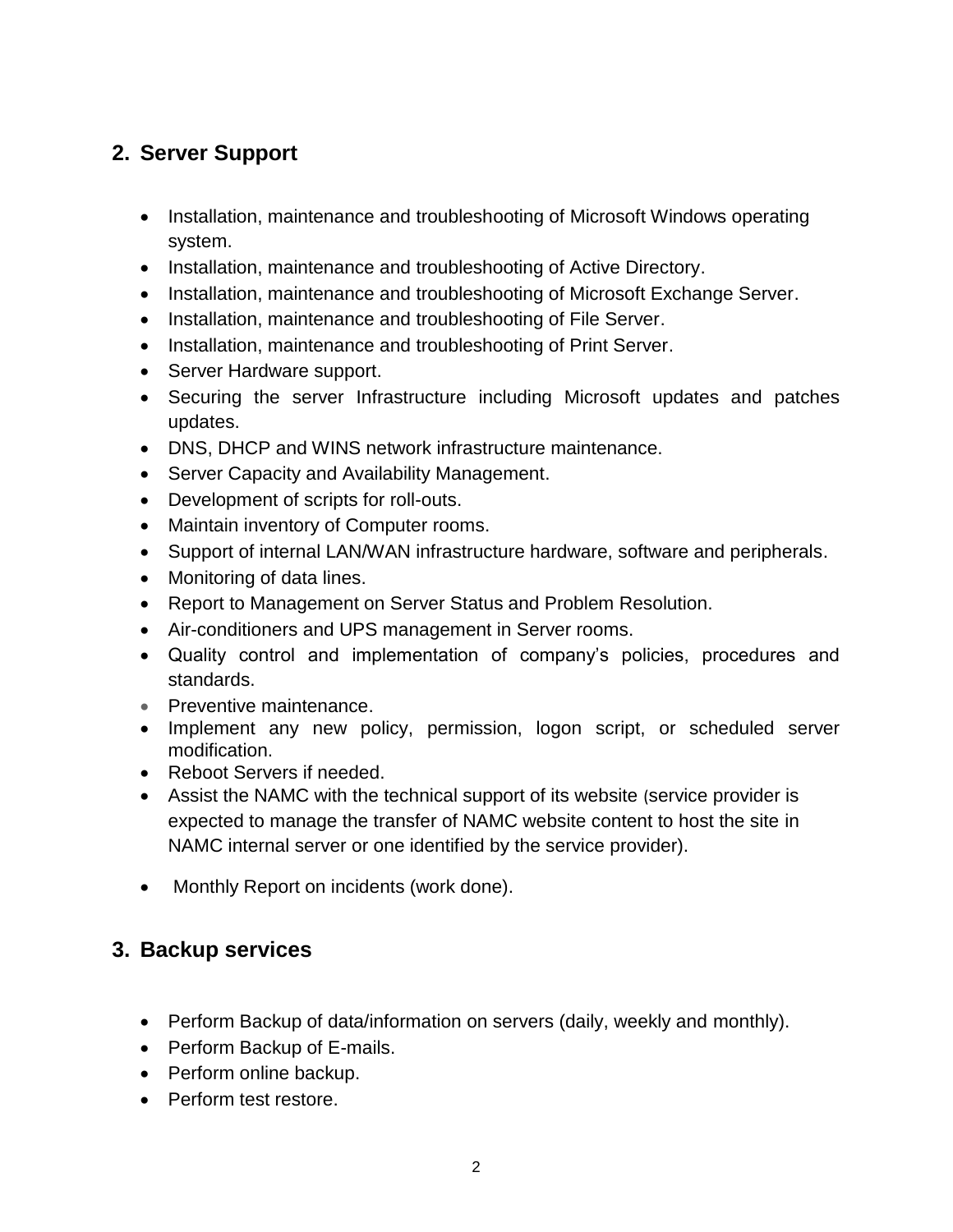## 2. Server Support

- Installation, maintenance and troubleshooting of Microsoft Windows operating system.
- Installation, maintenance and troubleshooting of Active Directory.
- Installation, maintenance and troubleshooting of Microsoft Exchange Server.
- Installation, maintenance and troubleshooting of File Server.
- Installation, maintenance and troubleshooting of Print Server.
- Server Hardware support.
- Securing the server Infrastructure including Microsoft updates and patches updates.
- DNS, DHCP and WINS network infrastructure maintenance.
- Server Capacity and Availability Management.
- Development of scripts for roll-outs.
- Maintain inventory of Computer rooms.
- Support of internal LAN/WAN infrastructure hardware, software and peripherals.
- Monitoring of data lines.
- Report to Management on Server Status and Problem Resolution.
- Air-conditioners and UPS management in Server rooms.
- Quality control and implementation of company's policies, procedures and standards.
- Preventive maintenance.
- Implement any new policy, permission, logon script, or scheduled server modification.
- Reboot Servers if needed.
- Assist the NAMC with the technical support of its website (service provider is expected to manage the transfer of NAMC website content to host the site in NAMC internal server or one identified by the service provider).
- Monthly Report on incidents (work done).

## 3. Backup services

- Perform Backup of data/information on servers (daily, weekly and monthly).
- Perform Backup of E-mails.
- Perform online backup.
- Perform test restore.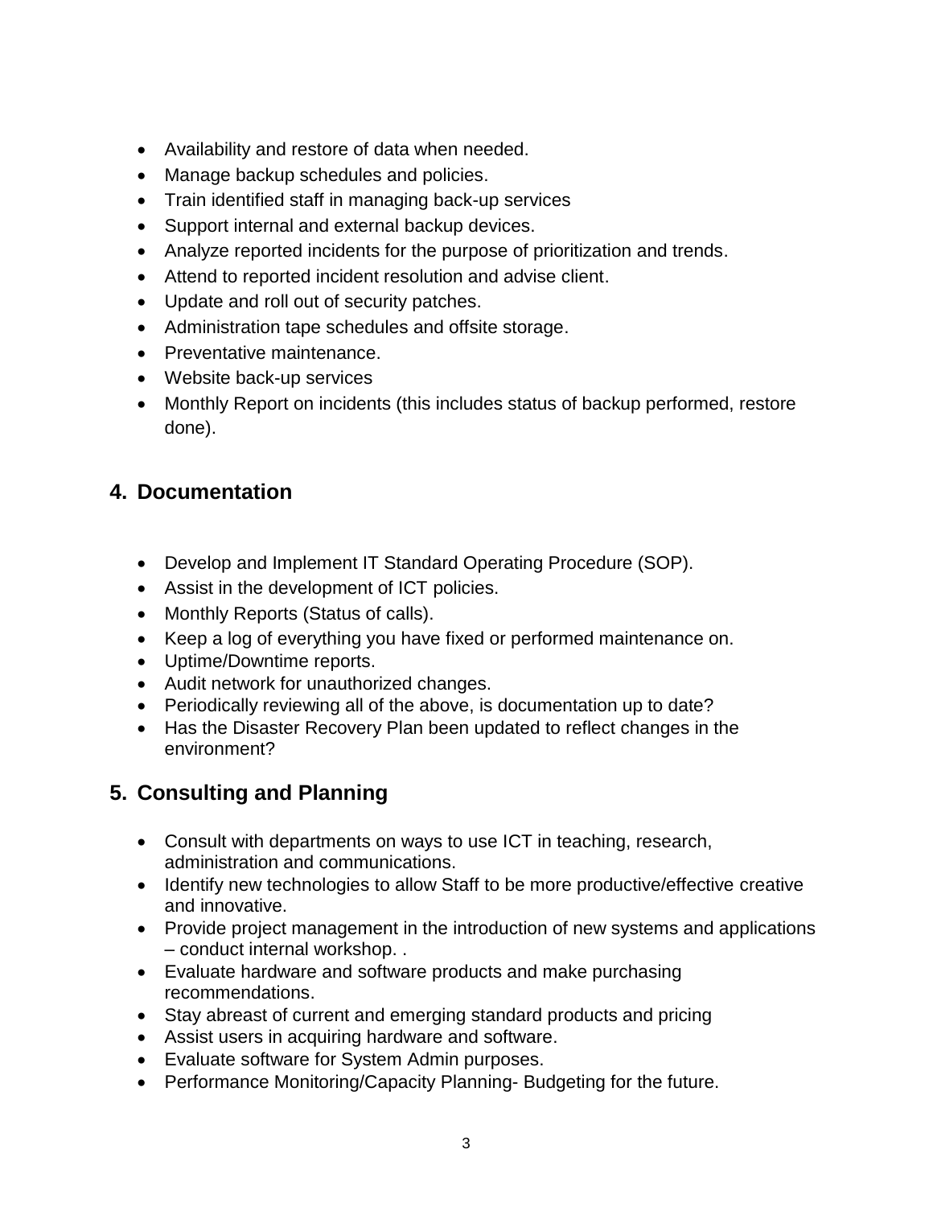- Availability and restore of data when needed.
- Manage backup schedules and policies.
- Train identified staff in managing back-up services
- Support internal and external backup devices.
- Analyze reported incidents for the purpose of prioritization and trends.
- Attend to reported incident resolution and advise client.
- Update and roll out of security patches.
- Administration tape schedules and offsite storage.
- Preventative maintenance.
- Website back-up services
- Monthly Report on incidents (this includes status of backup performed, restore done).

## 4. Documentation

- Develop and Implement IT Standard Operating Procedure (SOP).
- Assist in the development of ICT policies.
- Monthly Reports (Status of calls).
- Keep a log of everything you have fixed or performed maintenance on.
- Uptime/Downtime reports.
- Audit network for unauthorized changes.
- Periodically reviewing all of the above, is documentation up to date?
- Has the Disaster Recovery Plan been updated to reflect changes in the environment?

## 5. Consulting and Planning

- Consult with departments on ways to use ICT in teaching, research, administration and communications.
- Identify new technologies to allow Staff to be more productive/effective creative and innovative.
- Provide project management in the introduction of new systems and applications – conduct internal workshop. .
- Evaluate hardware and software products and make purchasing recommendations.
- Stay abreast of current and emerging standard products and pricing
- Assist users in acquiring hardware and software.
- Evaluate software for System Admin purposes.
- Performance Monitoring/Capacity Planning- Budgeting for the future.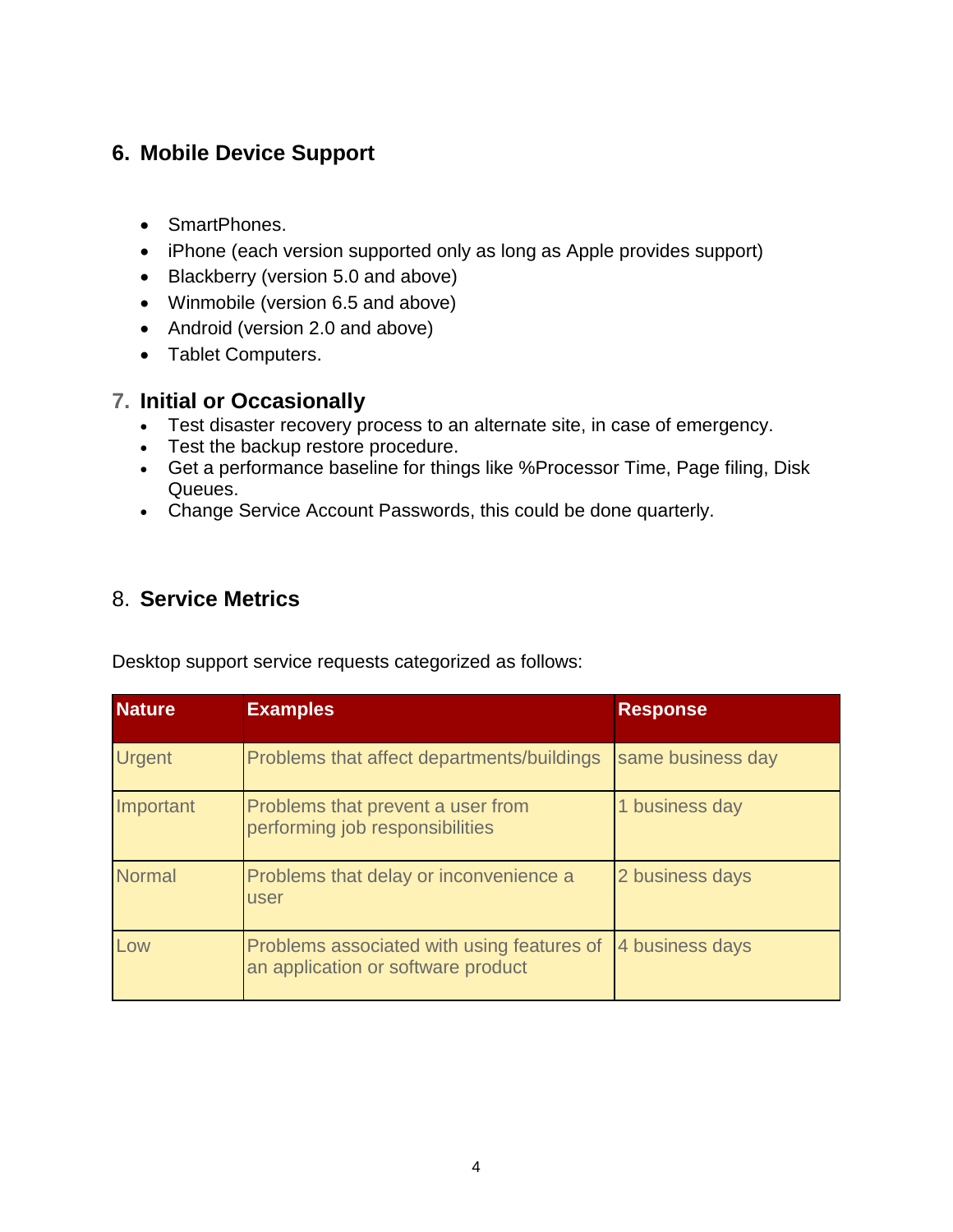## 6. Mobile Device Support

- SmartPhones.
- iPhone (each version supported only as long as Apple provides support)
- Blackberry (version 5.0 and above)
- Winmobile (version 6.5 and above)
- Android (version 2.0 and above)
- Tablet Computers.

## 7. Initial or Occasionally

- Test disaster recovery process to an alternate site, in case of emergency.
- Test the backup restore procedure.
- Get a performance baseline for things like %Processor Time, Page filing, Disk Queues.
- Change Service Account Passwords, this could be done quarterly.

## 8. Service Metrics

Desktop support service requests categorized as follows:

| Nature | Examples | Response |
|---|---|---|
| Urgent | Problems that affect departments/buildings | same business day |
| Important | Problems that prevent a user from performing job responsibilities | 1 business day |
| Normal | Problems that delay or inconvenience a user | 2 business days |
| Low | Problems associated with using features of an application or software product | 4 business days |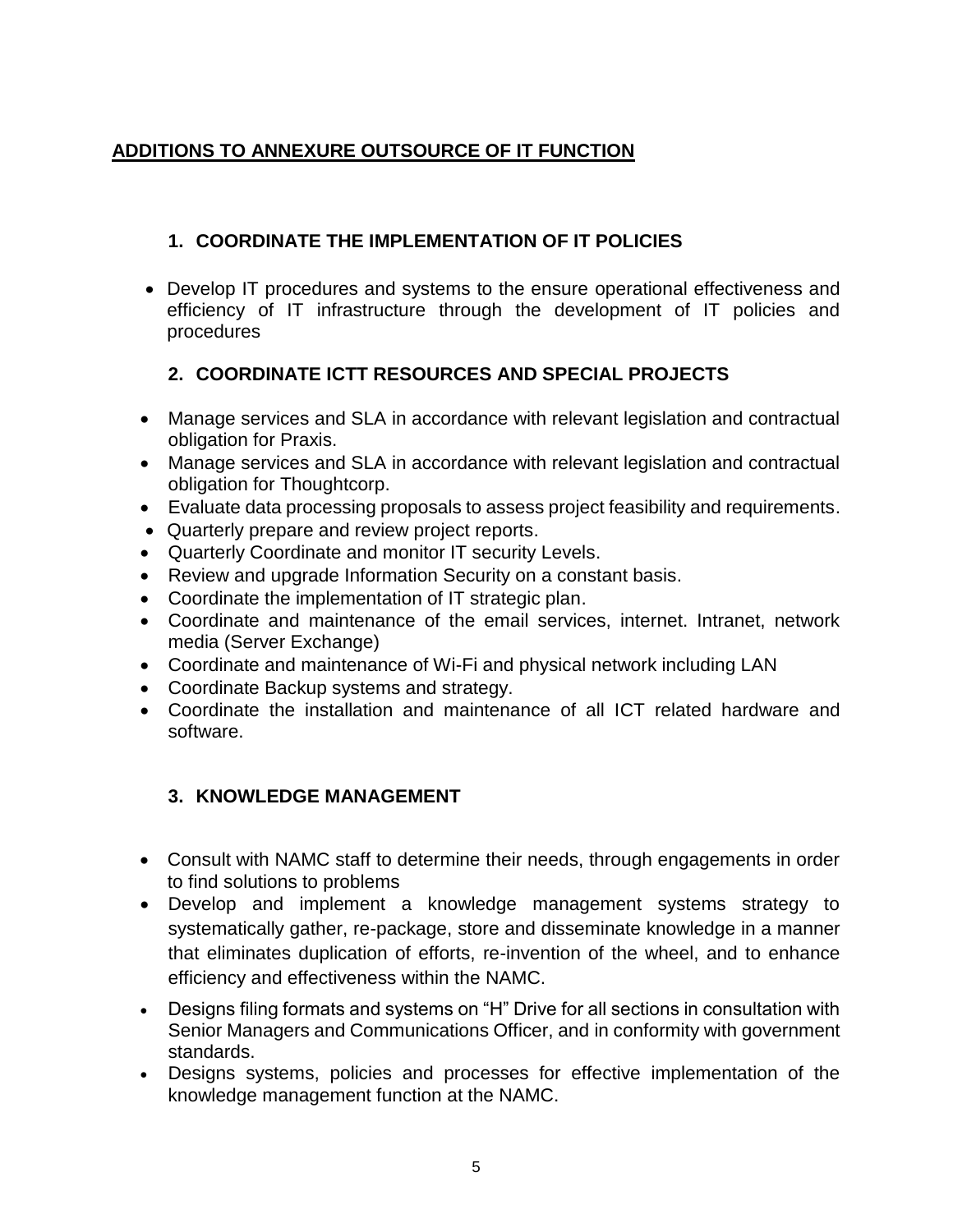## ADDITIONS TO ANNEXURE OUTSOURCE OF IT FUNCTION

### 1. COORDINATE THE IMPLEMENTATION OF IT POLICIES

- Develop IT procedures and systems to the ensure operational effectiveness and efficiency of IT infrastructure through the development of IT policies and procedures

### 2. COORDINATE ICTT RESOURCES AND SPECIAL PROJECTS

- Manage services and SLA in accordance with relevant legislation and contractual obligation for Praxis.
- Manage services and SLA in accordance with relevant legislation and contractual obligation for Thoughtcorp.
- Evaluate data processing proposals to assess project feasibility and requirements.
- Quarterly prepare and review project reports.
- Quarterly Coordinate and monitor IT security Levels.
- Review and upgrade Information Security on a constant basis.
- Coordinate the implementation of IT strategic plan.
- Coordinate and maintenance of the email services, internet. Intranet, network media (Server Exchange)
- Coordinate and maintenance of Wi-Fi and physical network including LAN
- Coordinate Backup systems and strategy.
- Coordinate the installation and maintenance of all ICT related hardware and software.

### 3. KNOWLEDGE MANAGEMENT

- Consult with NAMC staff to determine their needs, through engagements in order to find solutions to problems
- Develop and implement a knowledge management systems strategy to systematically gather, re-package, store and disseminate knowledge in a manner that eliminates duplication of efforts, re-invention of the wheel, and to enhance efficiency and effectiveness within the NAMC.
- Designs filing formats and systems on "H" Drive for all sections in consultation with Senior Managers and Communications Officer, and in conformity with government standards.
- Designs systems, policies and processes for effective implementation of the knowledge management function at the NAMC.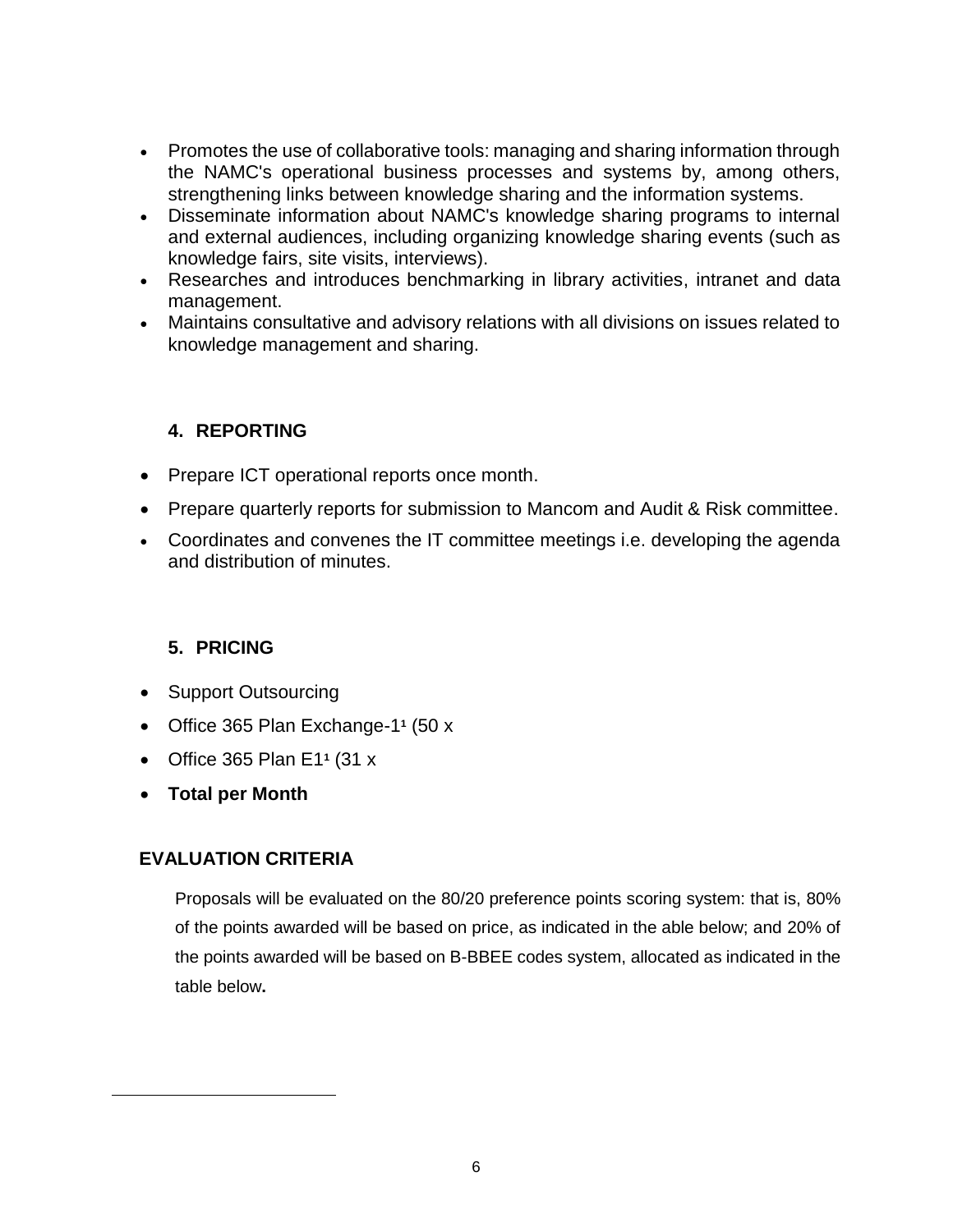- Promotes the use of collaborative tools: managing and sharing information through the NAMC's operational business processes and systems by, among others, strengthening links between knowledge sharing and the information systems.
- Disseminate information about NAMC's knowledge sharing programs to internal and external audiences, including organizing knowledge sharing events (such as knowledge fairs, site visits, interviews).
- Researches and introduces benchmarking in library activities, intranet and data management.
- Maintains consultative and advisory relations with all divisions on issues related to knowledge management and sharing.

## 4. REPORTING

- Prepare ICT operational reports once month.
- Prepare quarterly reports for submission to Mancom and Audit & Risk committee.
- Coordinates and convenes the IT committee meetings i.e. developing the agenda and distribution of minutes.

## 5. PRICING

- Support Outsourcing
- Office 365 Plan Exchange-1[1] (50 x
- Office 365 Plan E1[1] (31 x
- **Total per Month**

## EVALUATION CRITERIA

Proposals will be evaluated on the 80/20 preference points scoring system: that is, 80% of the points awarded will be based on price, as indicated in the able below; and 20% of the points awarded will be based on B-BBEE codes system, allocated as indicated in the table below**.**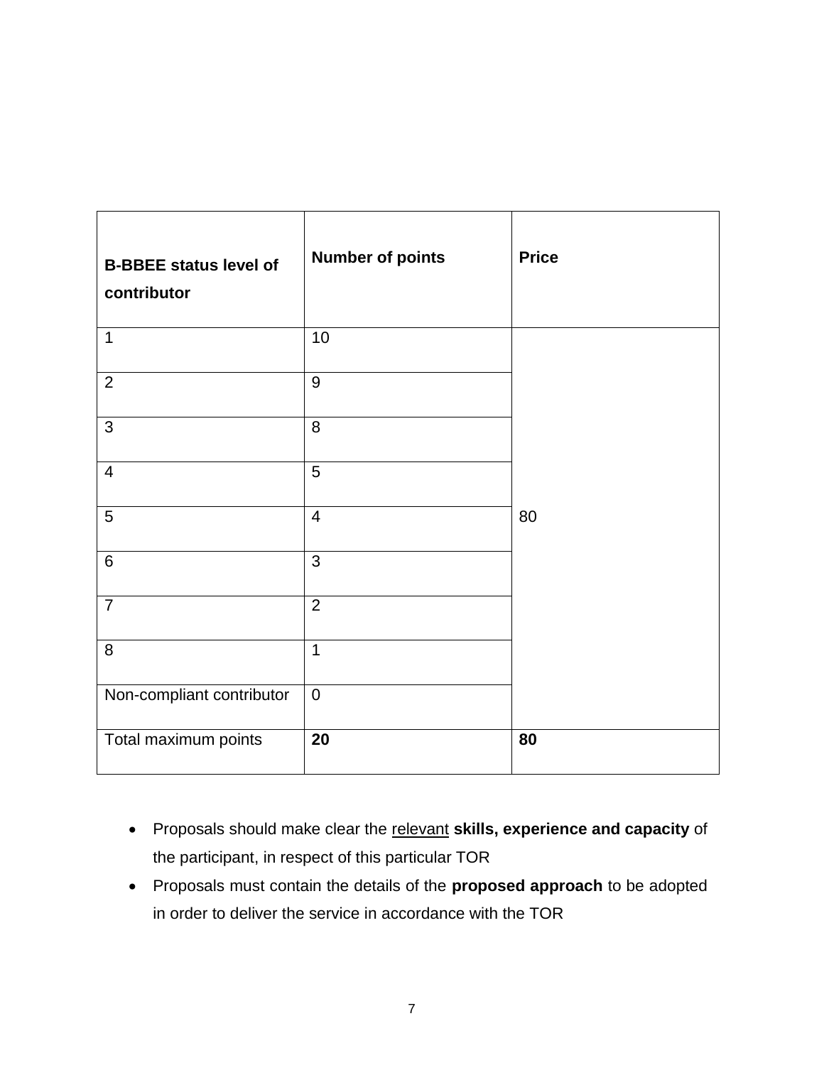| **B-BBEE status level of contributor** | **Number of points** | **Price** |
|---|---|---|
| 1 | 10 | |
| 2 | 9 | |
| 3 | 8 | |
| 4 | 5 | |
| 5 | 4 | 80 |
| 6 | 3 | |
| 7 | 2 | |
| 8 | 1 | |
| Non-compliant contributor | 0 | |
| Total maximum points | **20** | **80** |

- Proposals should make clear the relevant **skills, experience and capacity** of the participant, in respect of this particular TOR
- Proposals must contain the details of the **proposed approach** to be adopted in order to deliver the service in accordance with the TOR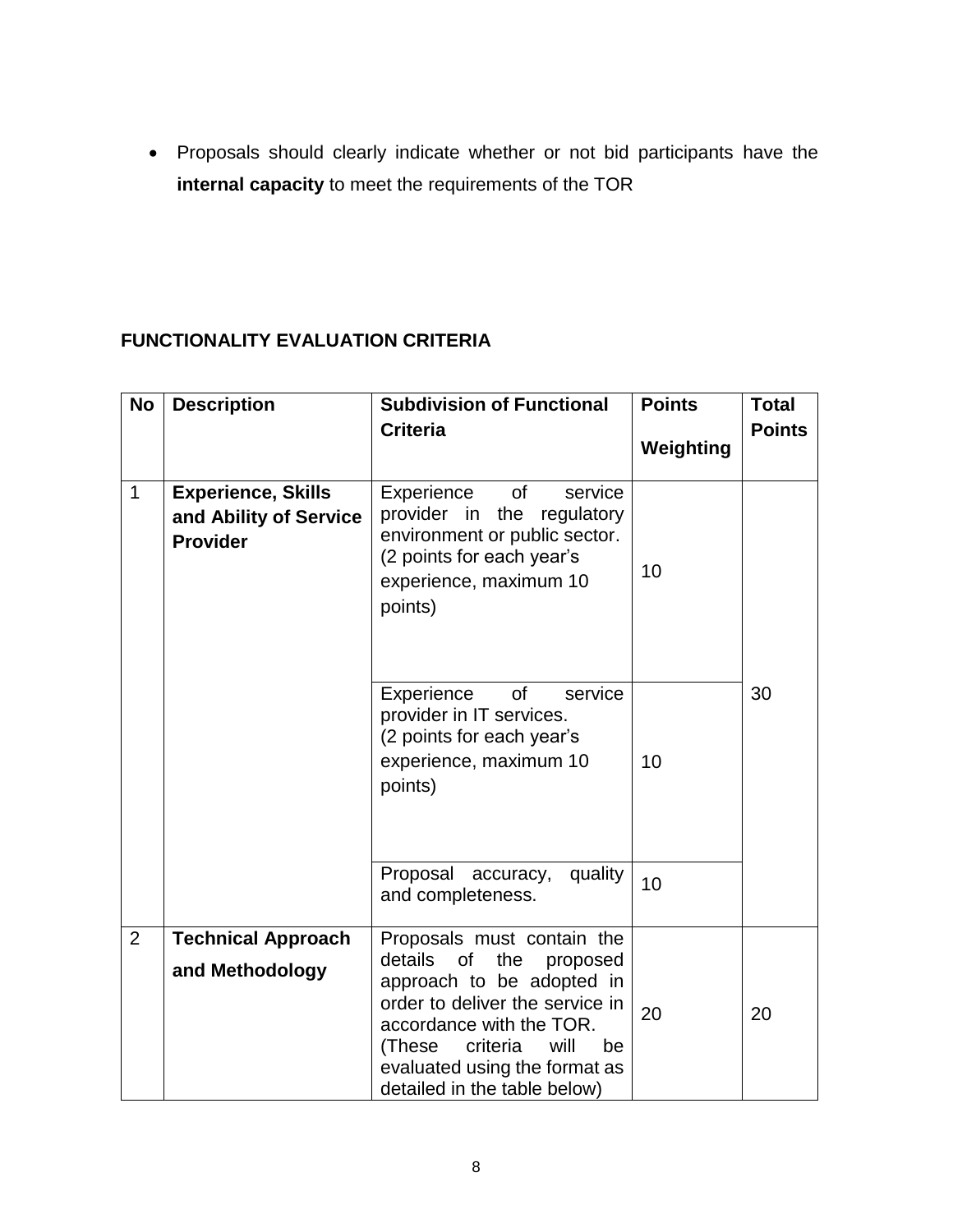- Proposals should clearly indicate whether or not bid participants have the **internal capacity** to meet the requirements of the TOR

**FUNCTIONALITY EVALUATION CRITERIA**

| No | Description | Subdivision of Functional Criteria | Points Weighting | Total Points |
|---|---|---|---|---|
| 1 | **Experience, Skills and Ability of Service Provider** | Experience of service provider in the regulatory environment or public sector. (2 points for each year's experience, maximum 10 points) | 10 | 30 |
| | | Experience of service provider in IT services. (2 points for each year's experience, maximum 10 points) | 10 | |
| | | Proposal accuracy, quality and completeness. | 10 | |
| 2 | **Technical Approach and Methodology** | Proposals must contain the details of the proposed approach to be adopted in order to deliver the service in accordance with the TOR. (These criteria will be evaluated using the format as detailed in the table below) | 20 | 20 |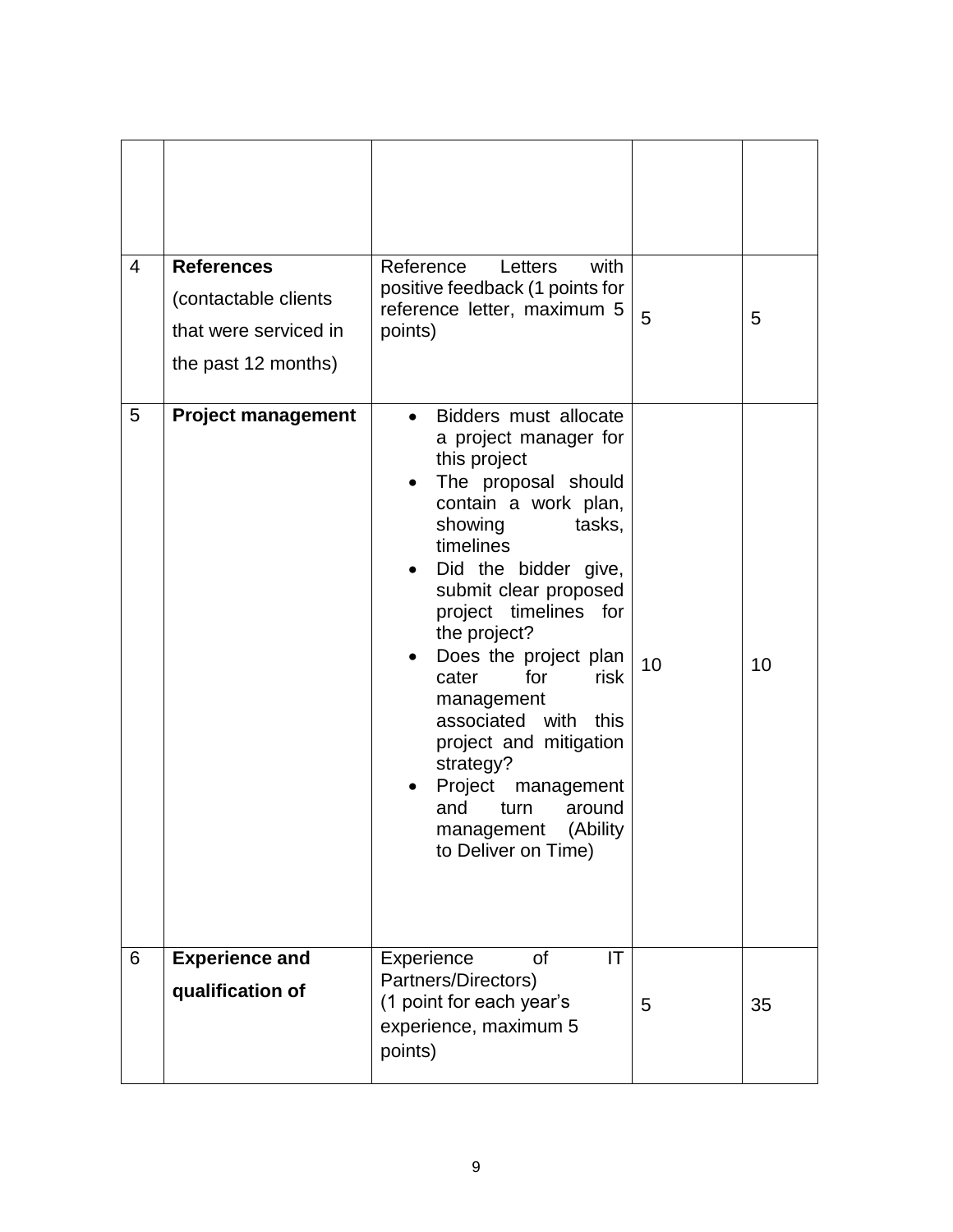| | | | | |
|---|---|---|---|---|
| | | | | |
| 4 | **References** (contactable clients that were serviced in the past 12 months) | Reference Letters with positive feedback (1 points for reference letter, maximum 5 points) | 5 | 5 |
| 5 | **Project management** | • Bidders must allocate a project manager for this project<br>• The proposal should contain a work plan, showing tasks, timelines<br>• Did the bidder give, submit clear proposed project timelines for the project?<br>• Does the project plan cater for risk management associated with this project and mitigation strategy?<br>• Project management and turn around management (Ability to Deliver on Time) | 10 | 10 |
| 6 | **Experience and qualification of** | Experience of IT Partners/Directors) (1 point for each year's experience, maximum 5 points) | 5 | 35 |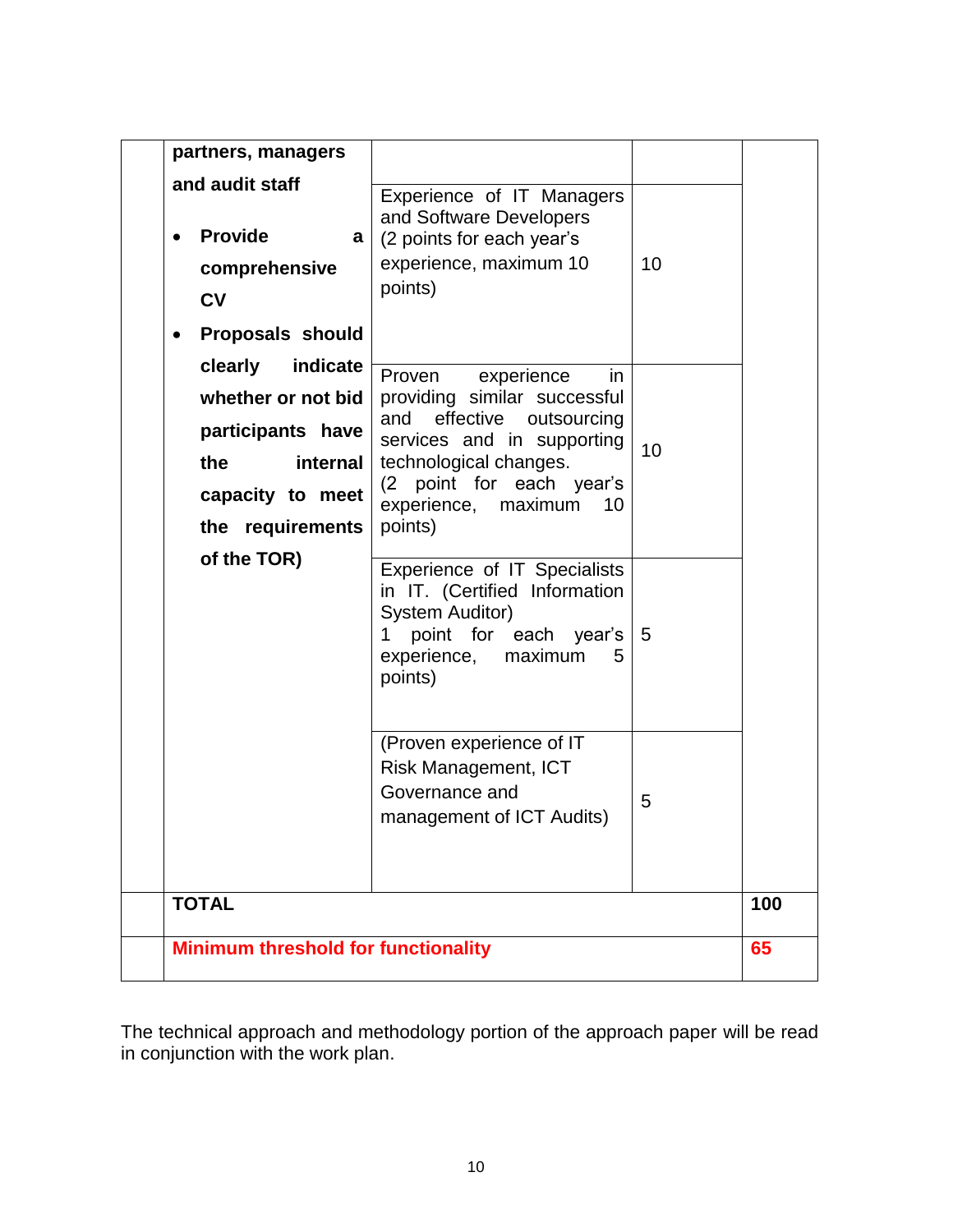|  | partners, managers and audit staff<br>• **Provide a comprehensive CV**<br>• **Proposals should clearly indicate whether or not bid participants have the internal capacity to meet the requirements of the TOR)** |  |  |  |
|---|---|---|---|---|
|  |  | Experience of IT Managers and Software Developers (2 points for each year's experience, maximum 10 points) | 10 |  |
|  |  | Proven experience in providing similar successful and effective outsourcing services and in supporting technological changes. (2 point for each year's experience, maximum 10 points) | 10 |  |
|  |  | Experience of IT Specialists in IT. (Certified Information System Auditor) 1 point for each year's experience, maximum 5 points) | 5 |  |
|  |  | (Proven experience of IT Risk Management, ICT Governance and management of ICT Audits) | 5 |  |
|  | **TOTAL** |  |  | **100** |
|  | **Minimum threshold for functionality** |  |  | **65** |

The technical approach and methodology portion of the approach paper will be read in conjunction with the work plan.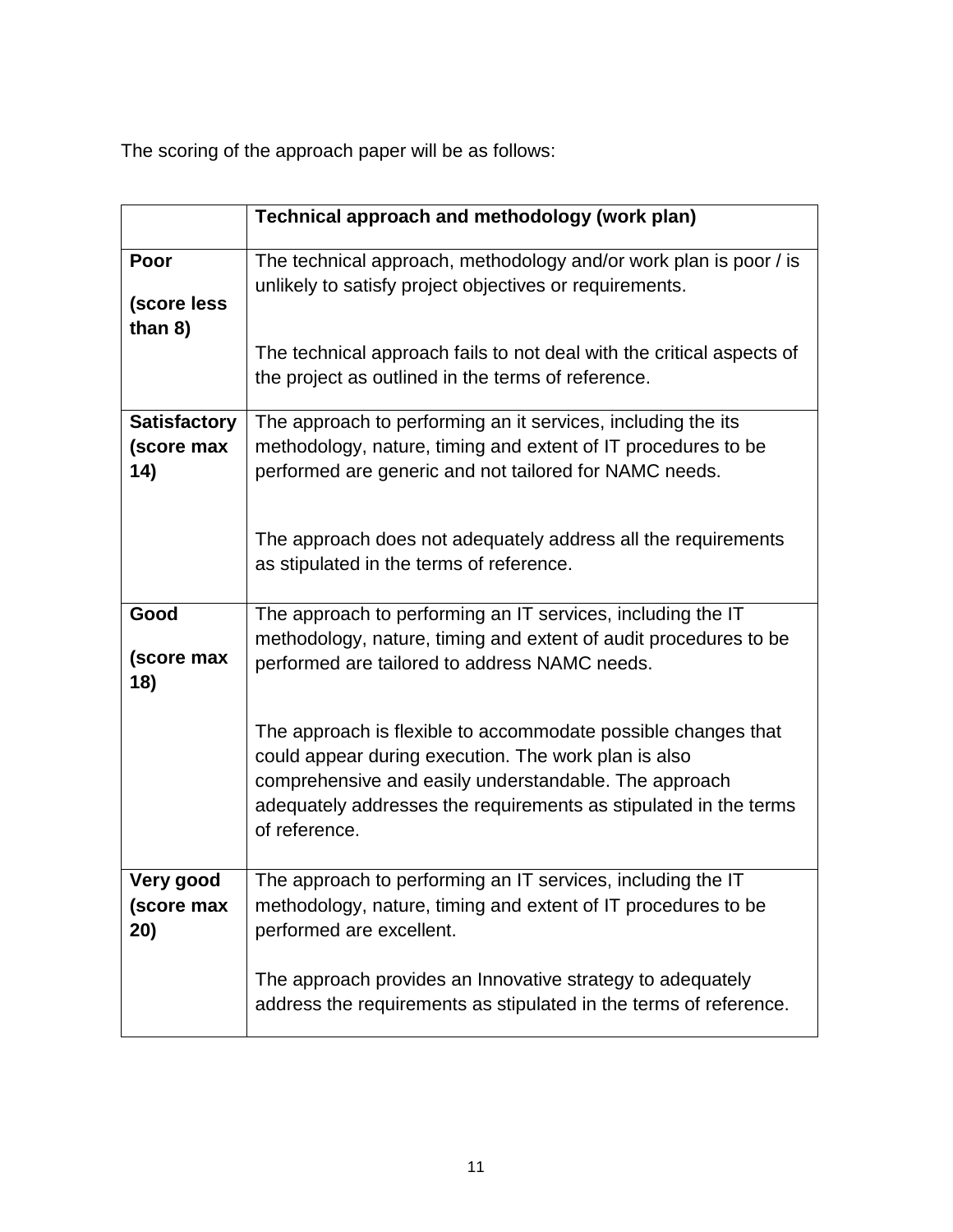The scoring of the approach paper will be as follows:

| | **Technical approach and methodology (work plan)** |
|---|---|
| **Poor (score less than 8)** | The technical approach, methodology and/or work plan is poor / is unlikely to satisfy project objectives or requirements.<br><br>The technical approach fails to not deal with the critical aspects of the project as outlined in the terms of reference. |
| **Satisfactory (score max 14)** | The approach to performing an it services, including the its methodology, nature, timing and extent of IT procedures to be performed are generic and not tailored for NAMC needs.<br><br>The approach does not adequately address all the requirements as stipulated in the terms of reference. |
| **Good (score max 18)** | The approach to performing an IT services, including the IT methodology, nature, timing and extent of audit procedures to be performed are tailored to address NAMC needs.<br><br>The approach is flexible to accommodate possible changes that could appear during execution. The work plan is also comprehensive and easily understandable. The approach adequately addresses the requirements as stipulated in the terms of reference. |
| **Very good (score max 20)** | The approach to performing an IT services, including the IT methodology, nature, timing and extent of IT procedures to be performed are excellent.<br><br>The approach provides an Innovative strategy to adequately address the requirements as stipulated in the terms of reference. |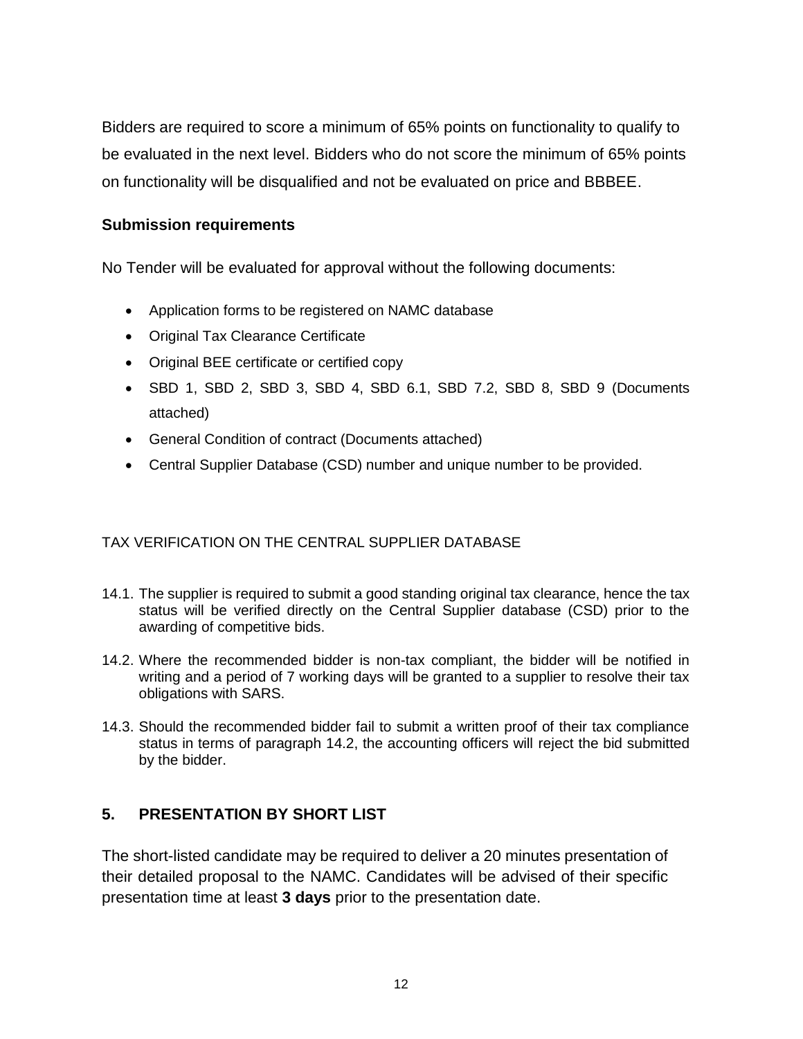Bidders are required to score a minimum of 65% points on functionality to qualify to be evaluated in the next level. Bidders who do not score the minimum of 65% points on functionality will be disqualified and not be evaluated on price and BBBEE.

**Submission requirements**

No Tender will be evaluated for approval without the following documents:

- Application forms to be registered on NAMC database
- Original Tax Clearance Certificate
- Original BEE certificate or certified copy
- SBD 1, SBD 2, SBD 3, SBD 4, SBD 6.1, SBD 7.2, SBD 8, SBD 9 (Documents attached)
- General Condition of contract (Documents attached)
- Central Supplier Database (CSD) number and unique number to be provided.

TAX VERIFICATION ON THE CENTRAL SUPPLIER DATABASE

14.1. The supplier is required to submit a good standing original tax clearance, hence the tax status will be verified directly on the Central Supplier database (CSD) prior to the awarding of competitive bids.

14.2. Where the recommended bidder is non-tax compliant, the bidder will be notified in writing and a period of 7 working days will be granted to a supplier to resolve their tax obligations with SARS.

14.3. Should the recommended bidder fail to submit a written proof of their tax compliance status in terms of paragraph 14.2, the accounting officers will reject the bid submitted by the bidder.

## 5. PRESENTATION BY SHORT LIST

The short-listed candidate may be required to deliver a 20 minutes presentation of their detailed proposal to the NAMC. Candidates will be advised of their specific presentation time at least **3 days** prior to the presentation date.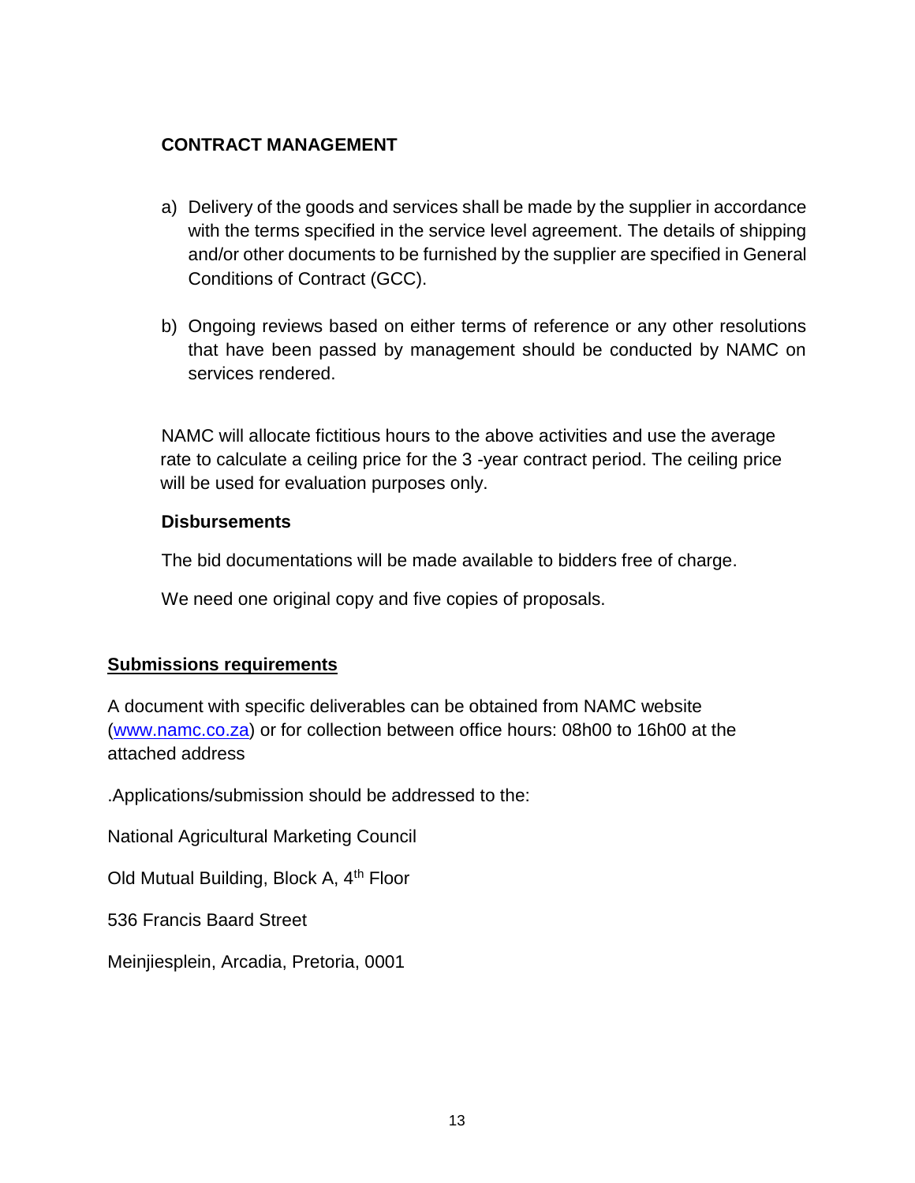## CONTRACT MANAGEMENT

a) Delivery of the goods and services shall be made by the supplier in accordance with the terms specified in the service level agreement. The details of shipping and/or other documents to be furnished by the supplier are specified in General Conditions of Contract (GCC).

b) Ongoing reviews based on either terms of reference or any other resolutions that have been passed by management should be conducted by NAMC on services rendered.

NAMC will allocate fictitious hours to the above activities and use the average rate to calculate a ceiling price for the 3 -year contract period. The ceiling price will be used for evaluation purposes only.

### Disbursements

The bid documentations will be made available to bidders free of charge.

We need one original copy and five copies of proposals.

## Submissions requirements

A document with specific deliverables can be obtained from NAMC website ([www.namc.co.za](http://www.namc.co.za)) or for collection between office hours: 08h00 to 16h00 at the attached address

.Applications/submission should be addressed to the:

National Agricultural Marketing Council

Old Mutual Building, Block A, 4th Floor

536 Francis Baard Street

Meinjiesplein, Arcadia, Pretoria, 0001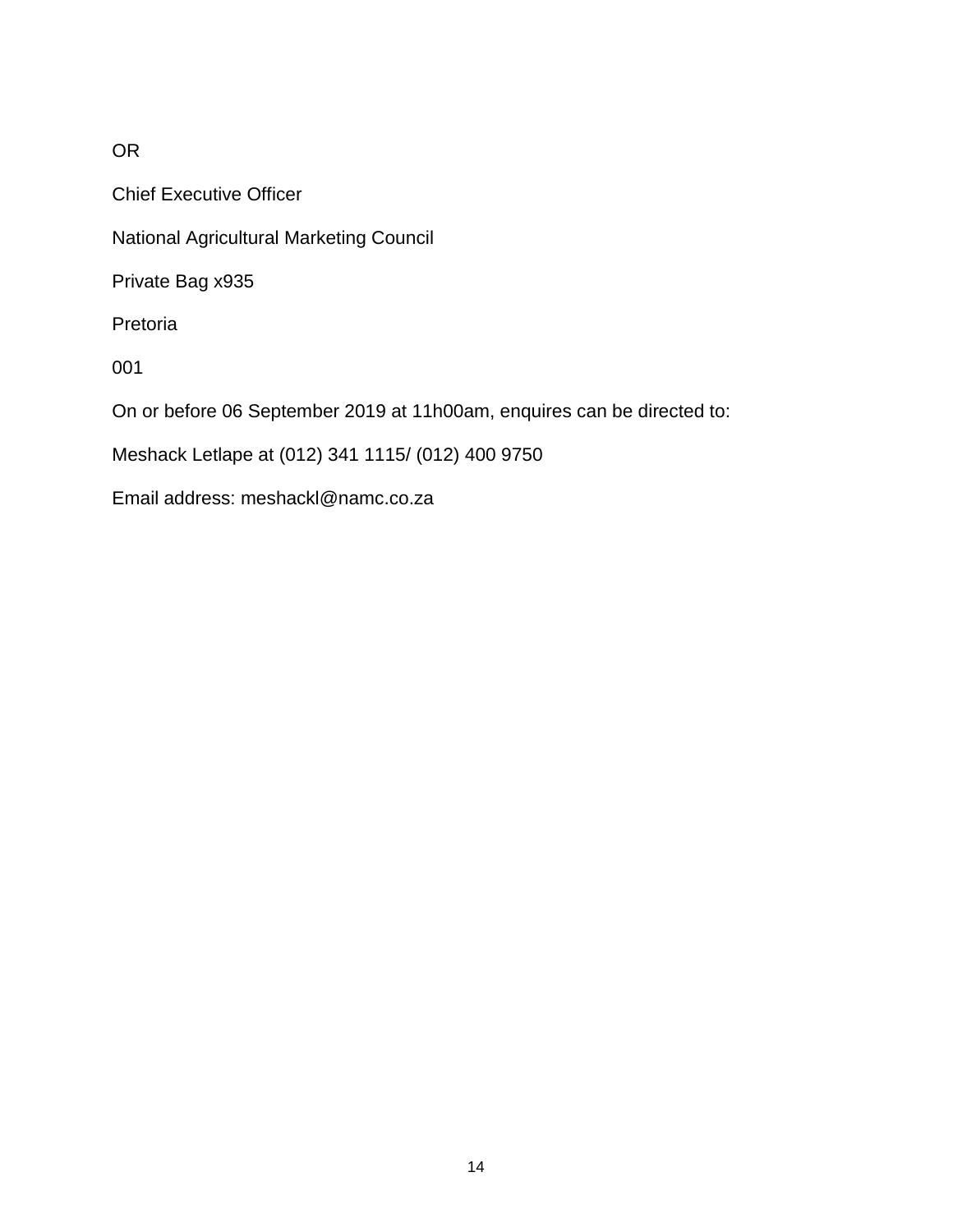OR

Chief Executive Officer

National Agricultural Marketing Council

Private Bag x935

Pretoria

001

On or before 06 September 2019 at 11h00am, enquires can be directed to:

Meshack Letlape at (012) 341 1115/ (012) 400 9750

Email address: meshackl@namc.co.za